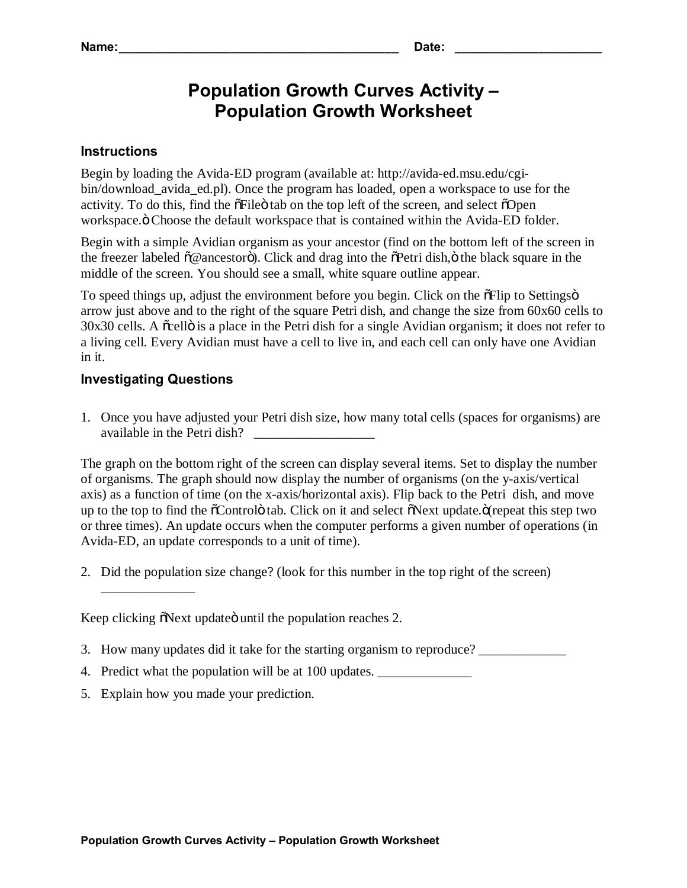Name:___________________________________________ Date: ______________________

# Population Growth Curves Activity – Population Growth Worksheet

### Instructions

Begin by loading the Avida-ED program (available at: http://avida-ed.msu.edu/cgi-bin/download_avida_ed.pl). Once the program has loaded, open a workspace to use for the activity. To do this, find the õFileö tab on the top left of the screen, and select õOpen workspace.ö Choose the default workspace that is contained within the Avida-ED folder.

Begin with a simple Avidian organism as your ancestor (find on the bottom left of the screen in the freezer labeled õ@ancestorö). Click and drag into the õPetri dish,ö the black square in the middle of the screen. You should see a small, white square outline appear.

To speed things up, adjust the environment before you begin. Click on the õFlip to Settingsö arrow just above and to the right of the square Petri dish, and change the size from 60x60 cells to 30x30 cells. A õcellö is a place in the Petri dish for a single Avidian organism; it does not refer to a living cell. Every Avidian must have a cell to live in, and each cell can only have one Avidian in it.

### Investigating Questions

1. Once you have adjusted your Petri dish size, how many total cells (spaces for organisms) are available in the Petri dish? __________________

The graph on the bottom right of the screen can display several items. Set to display the number of organisms. The graph should now display the number of organisms (on the y-axis/vertical axis) as a function of time (on the x-axis/horizontal axis). Flip back to the Petri dish, and move up to the top to find the õControlö tab. Click on it and select õNext update.ö (repeat this step two or three times). An update occurs when the computer performs a given number of operations (in Avida-ED, an update corresponds to a unit of time).

2. Did the population size change? (look for this number in the top right of the screen) ______________

Keep clicking õNext updateö until the population reaches 2.

3. How many updates did it take for the starting organism to reproduce? _____________
4. Predict what the population will be at 100 updates. ______________
5. Explain how you made your prediction.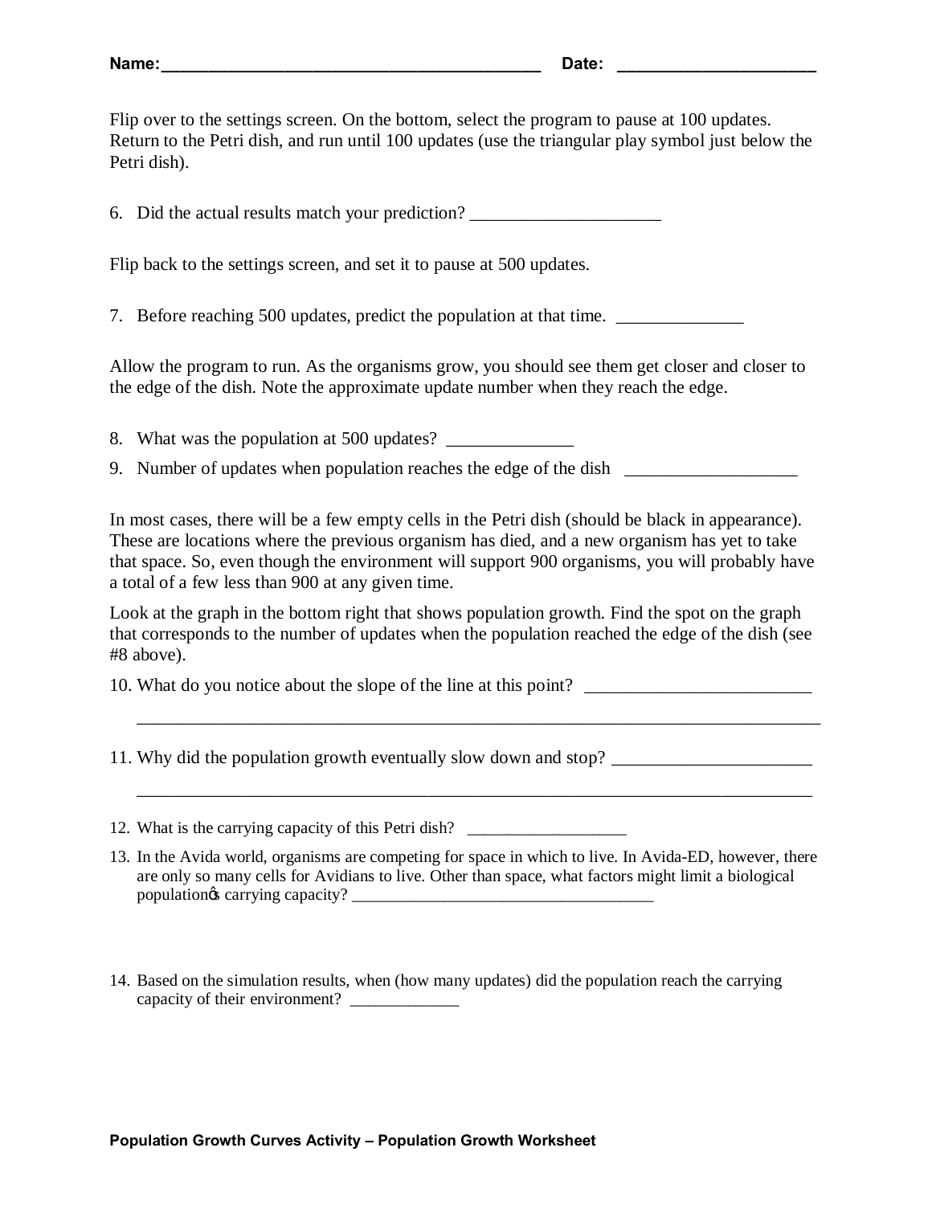Name:___________________________________________ Date: ______________________

Flip over to the settings screen. On the bottom, select the program to pause at 100 updates. Return to the Petri dish, and run until 100 updates (use the triangular play symbol just below the Petri dish).

6. Did the actual results match your prediction? _____________________

Flip back to the settings screen, and set it to pause at 500 updates.

7. Before reaching 500 updates, predict the population at that time. ______________

Allow the program to run. As the organisms grow, you should see them get closer and closer to the edge of the dish. Note the approximate update number when they reach the edge.

8. What was the population at 500 updates? ______________
9. Number of updates when population reaches the edge of the dish ___________________

In most cases, there will be a few empty cells in the Petri dish (should be black in appearance). These are locations where the previous organism has died, and a new organism has yet to take that space. So, even though the environment will support 900 organisms, you will probably have a total of a few less than 900 at any given time.

Look at the graph in the bottom right that shows population growth. Find the spot on the graph that corresponds to the number of updates when the population reached the edge of the dish (see #8 above).

10. What do you notice about the slope of the line at this point? _________________________
 _____________________________________________________________________________

11. Why did the population growth eventually slow down and stop? ______________________
 _____________________________________________________________________________

12. What is the carrying capacity of this Petri dish? ___________________

13. In the Avida world, organisms are competing for space in which to live. In Avida-ED, however, there are only so many cells for Avidians to live. Other than space, what factors might limit a biological population's carrying capacity? ____________________________________

14. Based on the simulation results, when (how many updates) did the population reach the carrying capacity of their environment? _____________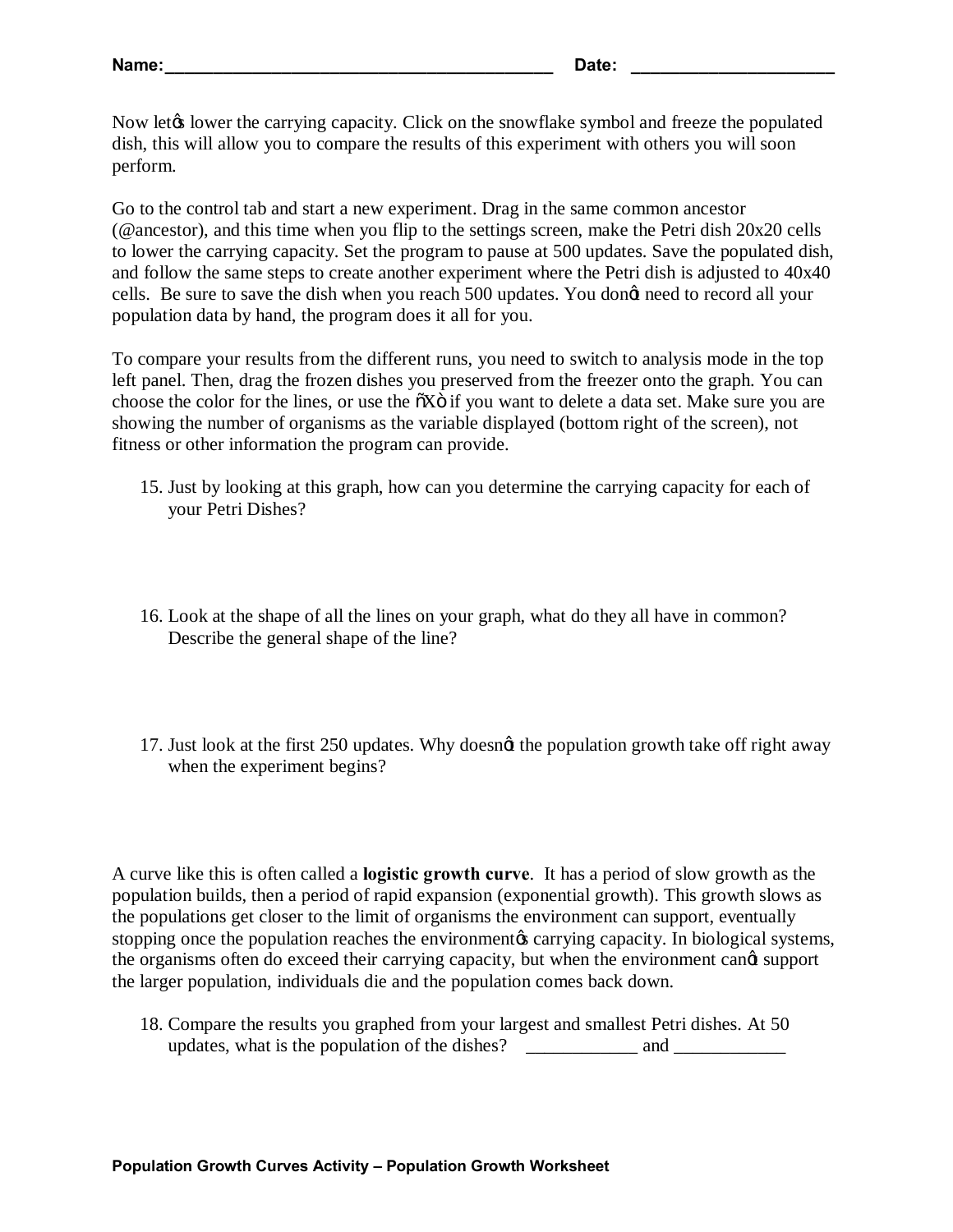Name:\_\_\_\_\_\_\_\_\_\_\_\_\_\_\_\_\_\_\_\_\_\_\_\_\_\_\_\_\_\_\_\_\_\_\_\_\_\_\_\_\_\_ Date: \_\_\_\_\_\_\_\_\_\_\_\_\_\_\_\_\_\_\_\_\_\_

Now let's lower the carrying capacity. Click on the snowflake symbol and freeze the populated dish, this will allow you to compare the results of this experiment with others you will soon perform.

Go to the control tab and start a new experiment. Drag in the same common ancestor (@ancestor), and this time when you flip to the settings screen, make the Petri dish 20x20 cells to lower the carrying capacity. Set the program to pause at 500 updates. Save the populated dish, and follow the same steps to create another experiment where the Petri dish is adjusted to 40x40 cells. Be sure to save the dish when you reach 500 updates. You don't need to record all your population data by hand, the program does it all for you.

To compare your results from the different runs, you need to switch to analysis mode in the top left panel. Then, drag the frozen dishes you preserved from the freezer onto the graph. You can choose the color for the lines, or use the "X" if you want to delete a data set. Make sure you are showing the number of organisms as the variable displayed (bottom right of the screen), not fitness or other information the program can provide.

15. Just by looking at this graph, how can you determine the carrying capacity for each of your Petri Dishes?

16. Look at the shape of all the lines on your graph, what do they all have in common? Describe the general shape of the line?

17. Just look at the first 250 updates. Why doesn't the population growth take off right away when the experiment begins?

A curve like this is often called a **logistic growth curve**. It has a period of slow growth as the population builds, then a period of rapid expansion (exponential growth). This growth slows as the populations get closer to the limit of organisms the environment can support, eventually stopping once the population reaches the environment's carrying capacity. In biological systems, the organisms often do exceed their carrying capacity, but when the environment can't support the larger population, individuals die and the population comes back down.

18. Compare the results you graphed from your largest and smallest Petri dishes. At 50 updates, what is the population of the dishes? \_\_\_\_\_\_\_\_\_\_\_\_ and \_\_\_\_\_\_\_\_\_\_\_\_

**Population Growth Curves Activity – Population Growth Worksheet**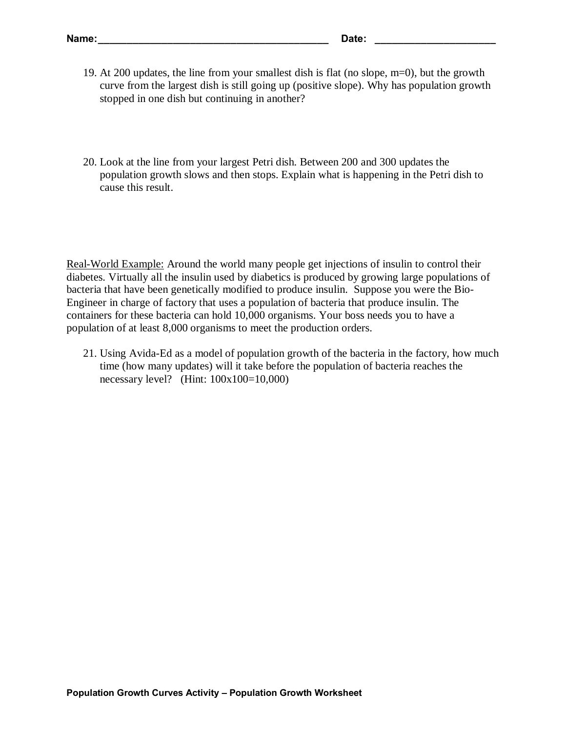Name:\_\_\_\_\_\_\_\_\_\_\_\_\_\_\_\_\_\_\_\_\_\_\_\_\_\_\_\_\_\_\_\_\_\_\_\_\_\_\_\_\_\_ Date: \_\_\_\_\_\_\_\_\_\_\_\_\_\_\_\_\_\_\_\_\_\_

19. At 200 updates, the line from your smallest dish is flat (no slope, m=0), but the growth curve from the largest dish is still going up (positive slope). Why has population growth stopped in one dish but continuing in another?

20. Look at the line from your largest Petri dish. Between 200 and 300 updates the population growth slows and then stops. Explain what is happening in the Petri dish to cause this result.

<u>Real-World Example:</u> Around the world many people get injections of insulin to control their diabetes. Virtually all the insulin used by diabetics is produced by growing large populations of bacteria that have been genetically modified to produce insulin. Suppose you were the Bio-Engineer in charge of factory that uses a population of bacteria that produce insulin. The containers for these bacteria can hold 10,000 organisms. Your boss needs you to have a population of at least 8,000 organisms to meet the production orders.

21. Using Avida-Ed as a model of population growth of the bacteria in the factory, how much time (how many updates) will it take before the population of bacteria reaches the necessary level? (Hint: 100x100=10,000)